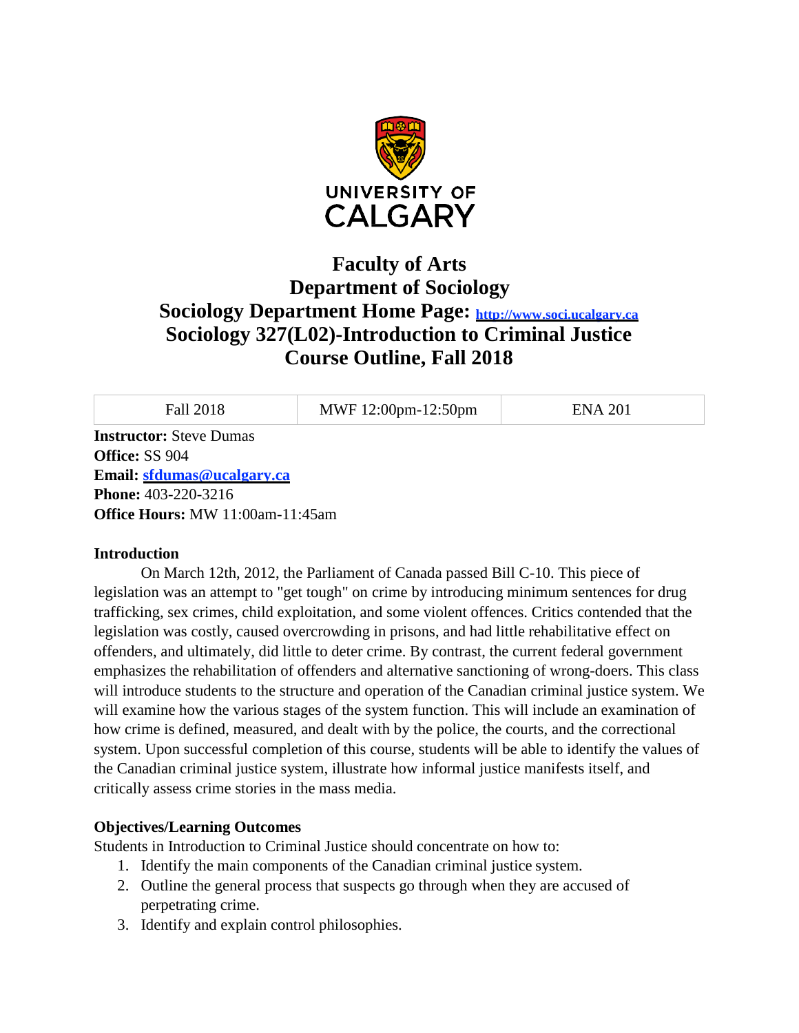UNIVERSITY OF CALGARY

# Faculty of Arts
# Department of Sociology
## Sociology Department Home Page: [http://www.soci.ucalgary.ca](http://www.soci.ucalgary.ca)
## Sociology 327(L02)-Introduction to Criminal Justice
## Course Outline, Fall 2018

| Fall 2018 | MWF 12:00pm-12:50pm | ENA 201 |
|---|---|---|

**Instructor:** Steve Dumas
**Office:** SS 904
**Email: [sfdumas@ucalgary.ca](mailto:sfdumas@ucalgary.ca)**
**Phone:** 403-220-3216
**Office Hours:** MW 11:00am-11:45am

### Introduction

On March 12th, 2012, the Parliament of Canada passed Bill C-10. This piece of legislation was an attempt to "get tough" on crime by introducing minimum sentences for drug trafficking, sex crimes, child exploitation, and some violent offences. Critics contended that the legislation was costly, caused overcrowding in prisons, and had little rehabilitative effect on offenders, and ultimately, did little to deter crime. By contrast, the current federal government emphasizes the rehabilitation of offenders and alternative sanctioning of wrong-doers. This class will introduce students to the structure and operation of the Canadian criminal justice system. We will examine how the various stages of the system function. This will include an examination of how crime is defined, measured, and dealt with by the police, the courts, and the correctional system. Upon successful completion of this course, students will be able to identify the values of the Canadian criminal justice system, illustrate how informal justice manifests itself, and critically assess crime stories in the mass media.

### Objectives/Learning Outcomes

Students in Introduction to Criminal Justice should concentrate on how to:

1. Identify the main components of the Canadian criminal justice system.
2. Outline the general process that suspects go through when they are accused of perpetrating crime.
3. Identify and explain control philosophies.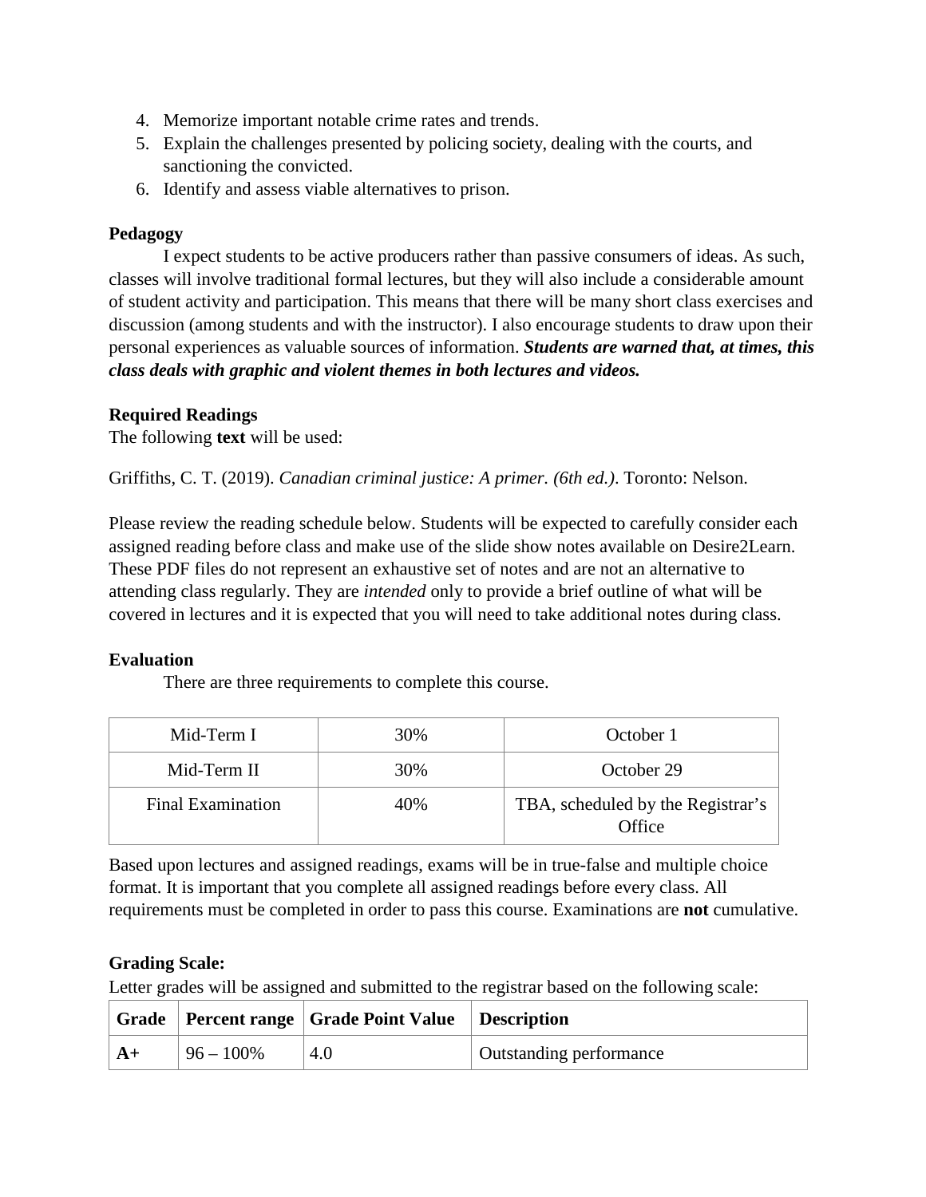4. Memorize important notable crime rates and trends.
5. Explain the challenges presented by policing society, dealing with the courts, and sanctioning the convicted.
6. Identify and assess viable alternatives to prison.

**Pedagogy**

I expect students to be active producers rather than passive consumers of ideas. As such, classes will involve traditional formal lectures, but they will also include a considerable amount of student activity and participation. This means that there will be many short class exercises and discussion (among students and with the instructor). I also encourage students to draw upon their personal experiences as valuable sources of information. ***Students are warned that, at times, this class deals with graphic and violent themes in both lectures and videos.***

**Required Readings**

The following **text** will be used:

Griffiths, C. T. (2019). *Canadian criminal justice: A primer. (6th ed.)*. Toronto: Nelson.

Please review the reading schedule below. Students will be expected to carefully consider each assigned reading before class and make use of the slide show notes available on Desire2Learn. These PDF files do not represent an exhaustive set of notes and are not an alternative to attending class regularly. They are *intended* only to provide a brief outline of what will be covered in lectures and it is expected that you will need to take additional notes during class.

**Evaluation**

There are three requirements to complete this course.

| | | |
|---|---|---|
| Mid-Term I | 30% | October 1 |
| Mid-Term II | 30% | October 29 |
| Final Examination | 40% | TBA, scheduled by the Registrar's Office |

Based upon lectures and assigned readings, exams will be in true-false and multiple choice format. It is important that you complete all assigned readings before every class. All requirements must be completed in order to pass this course. Examinations are **not** cumulative.

**Grading Scale:**

Letter grades will be assigned and submitted to the registrar based on the following scale:

| Grade | Percent range | Grade Point Value | Description |
|---|---|---|---|
| **A+** | 96 – 100% | 4.0 | Outstanding performance |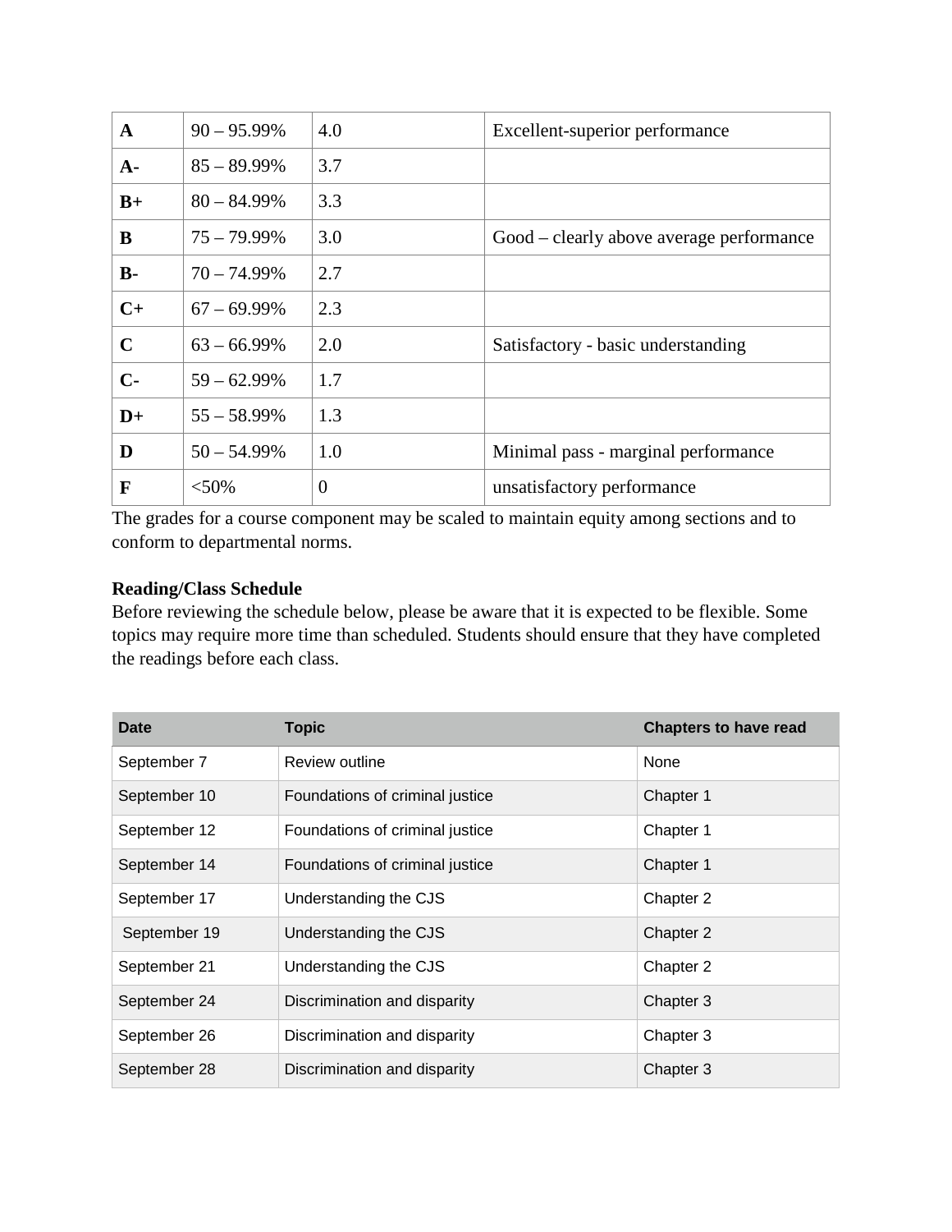| **A** | 90 – 95.99% | 4.0 | Excellent-superior performance |
|---|---|---|---|
| **A-** | 85 – 89.99% | 3.7 | |
| **B+** | 80 – 84.99% | 3.3 | |
| **B** | 75 – 79.99% | 3.0 | Good – clearly above average performance |
| **B-** | 70 – 74.99% | 2.7 | |
| **C+** | 67 – 69.99% | 2.3 | |
| **C** | 63 – 66.99% | 2.0 | Satisfactory - basic understanding |
| **C-** | 59 – 62.99% | 1.7 | |
| **D+** | 55 – 58.99% | 1.3 | |
| **D** | 50 – 54.99% | 1.0 | Minimal pass - marginal performance |
| **F** | <50% | 0 | unsatisfactory performance |

The grades for a course component may be scaled to maintain equity among sections and to conform to departmental norms.

**Reading/Class Schedule**

Before reviewing the schedule below, please be aware that it is expected to be flexible. Some topics may require more time than scheduled. Students should ensure that they have completed the readings before each class.

| Date | Topic | Chapters to have read |
|---|---|---|
| September 7 | Review outline | None |
| September 10 | Foundations of criminal justice | Chapter 1 |
| September 12 | Foundations of criminal justice | Chapter 1 |
| September 14 | Foundations of criminal justice | Chapter 1 |
| September 17 | Understanding the CJS | Chapter 2 |
| September 19 | Understanding the CJS | Chapter 2 |
| September 21 | Understanding the CJS | Chapter 2 |
| September 24 | Discrimination and disparity | Chapter 3 |
| September 26 | Discrimination and disparity | Chapter 3 |
| September 28 | Discrimination and disparity | Chapter 3 |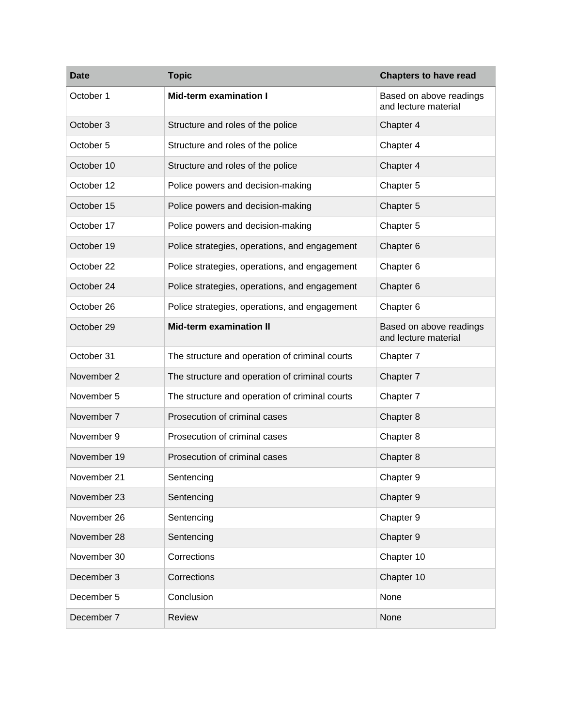| Date | Topic | Chapters to have read |
| --- | --- | --- |
| October 1 | **Mid-term examination I** | Based on above readings and lecture material |
| October 3 | Structure and roles of the police | Chapter 4 |
| October 5 | Structure and roles of the police | Chapter 4 |
| October 10 | Structure and roles of the police | Chapter 4 |
| October 12 | Police powers and decision-making | Chapter 5 |
| October 15 | Police powers and decision-making | Chapter 5 |
| October 17 | Police powers and decision-making | Chapter 5 |
| October 19 | Police strategies, operations, and engagement | Chapter 6 |
| October 22 | Police strategies, operations, and engagement | Chapter 6 |
| October 24 | Police strategies, operations, and engagement | Chapter 6 |
| October 26 | Police strategies, operations, and engagement | Chapter 6 |
| October 29 | **Mid-term examination II** | Based on above readings and lecture material |
| October 31 | The structure and operation of criminal courts | Chapter 7 |
| November 2 | The structure and operation of criminal courts | Chapter 7 |
| November 5 | The structure and operation of criminal courts | Chapter 7 |
| November 7 | Prosecution of criminal cases | Chapter 8 |
| November 9 | Prosecution of criminal cases | Chapter 8 |
| November 19 | Prosecution of criminal cases | Chapter 8 |
| November 21 | Sentencing | Chapter 9 |
| November 23 | Sentencing | Chapter 9 |
| November 26 | Sentencing | Chapter 9 |
| November 28 | Sentencing | Chapter 9 |
| November 30 | Corrections | Chapter 10 |
| December 3 | Corrections | Chapter 10 |
| December 5 | Conclusion | None |
| December 7 | Review | None |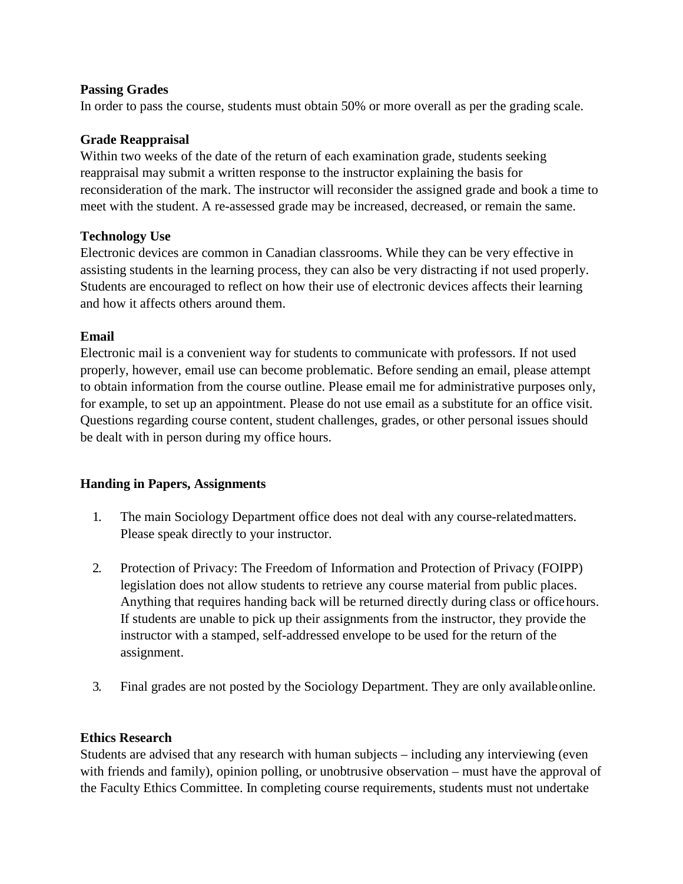**Passing Grades**

In order to pass the course, students must obtain 50% or more overall as per the grading scale.

**Grade Reappraisal**

Within two weeks of the date of the return of each examination grade, students seeking reappraisal may submit a written response to the instructor explaining the basis for reconsideration of the mark. The instructor will reconsider the assigned grade and book a time to meet with the student. A re-assessed grade may be increased, decreased, or remain the same.

**Technology Use**

Electronic devices are common in Canadian classrooms. While they can be very effective in assisting students in the learning process, they can also be very distracting if not used properly. Students are encouraged to reflect on how their use of electronic devices affects their learning and how it affects others around them.

**Email**

Electronic mail is a convenient way for students to communicate with professors. If not used properly, however, email use can become problematic. Before sending an email, please attempt to obtain information from the course outline. Please email me for administrative purposes only, for example, to set up an appointment. Please do not use email as a substitute for an office visit. Questions regarding course content, student challenges, grades, or other personal issues should be dealt with in person during my office hours.

**Handing in Papers, Assignments**

1. The main Sociology Department office does not deal with any course-related matters. Please speak directly to your instructor.

2. Protection of Privacy: The Freedom of Information and Protection of Privacy (FOIPP) legislation does not allow students to retrieve any course material from public places. Anything that requires handing back will be returned directly during class or office hours. If students are unable to pick up their assignments from the instructor, they provide the instructor with a stamped, self-addressed envelope to be used for the return of the assignment.

3. Final grades are not posted by the Sociology Department. They are only available online.

**Ethics Research**

Students are advised that any research with human subjects – including any interviewing (even with friends and family), opinion polling, or unobtrusive observation – must have the approval of the Faculty Ethics Committee. In completing course requirements, students must not undertake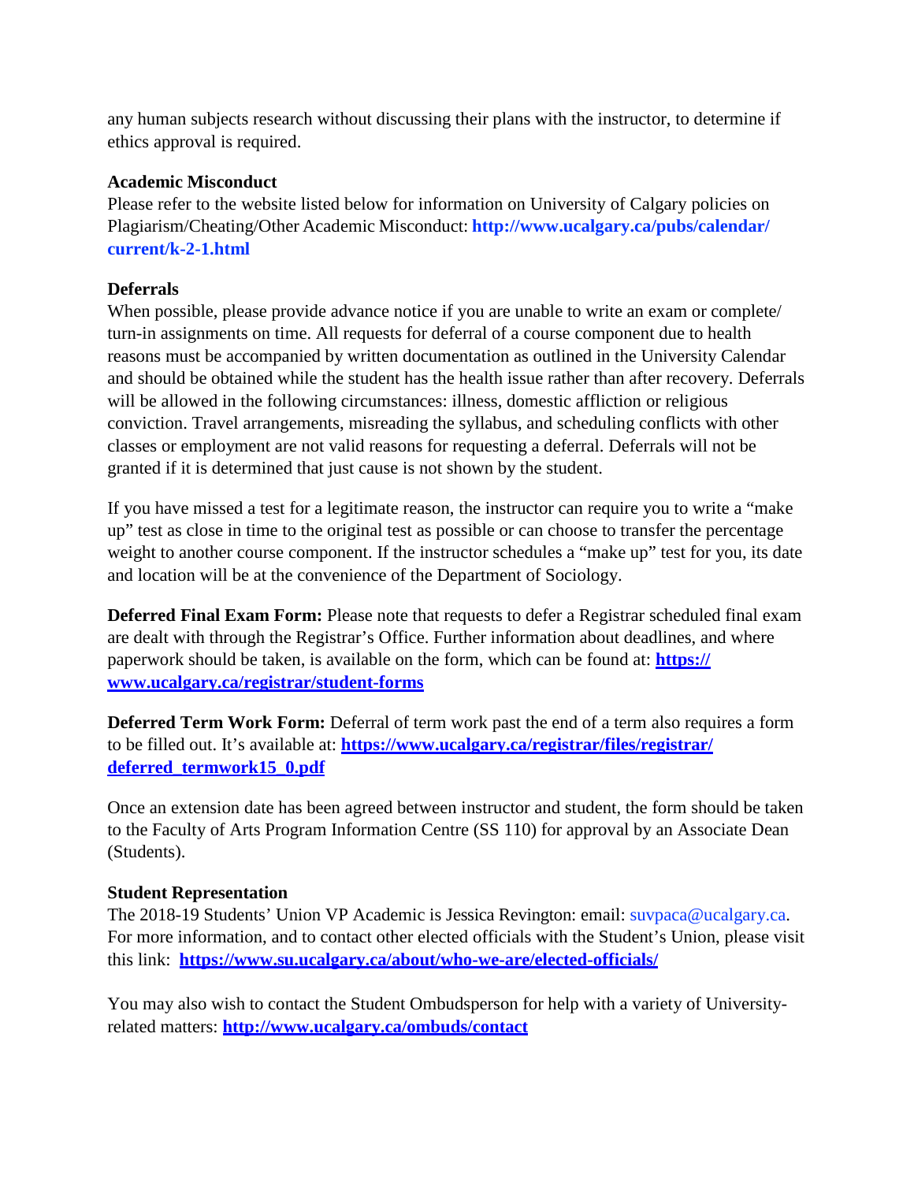any human subjects research without discussing their plans with the instructor, to determine if ethics approval is required.

### Academic Misconduct

Please refer to the website listed below for information on University of Calgary policies on Plagiarism/Cheating/Other Academic Misconduct: **http://www.ucalgary.ca/pubs/calendar/current/k-2-1.html**

### Deferrals

When possible, please provide advance notice if you are unable to write an exam or complete/turn-in assignments on time. All requests for deferral of a course component due to health reasons must be accompanied by written documentation as outlined in the University Calendar and should be obtained while the student has the health issue rather than after recovery. Deferrals will be allowed in the following circumstances: illness, domestic affliction or religious conviction. Travel arrangements, misreading the syllabus, and scheduling conflicts with other classes or employment are not valid reasons for requesting a deferral. Deferrals will not be granted if it is determined that just cause is not shown by the student.

If you have missed a test for a legitimate reason, the instructor can require you to write a "make up" test as close in time to the original test as possible or can choose to transfer the percentage weight to another course component. If the instructor schedules a "make up" test for you, its date and location will be at the convenience of the Department of Sociology.

**Deferred Final Exam Form:** Please note that requests to defer a Registrar scheduled final exam are dealt with through the Registrar's Office. Further information about deadlines, and where paperwork should be taken, is available on the form, which can be found at: **https://www.ucalgary.ca/registrar/student-forms**

**Deferred Term Work Form:** Deferral of term work past the end of a term also requires a form to be filled out. It's available at: **https://www.ucalgary.ca/registrar/files/registrar/deferred_termwork15_0.pdf**

Once an extension date has been agreed between instructor and student, the form should be taken to the Faculty of Arts Program Information Centre (SS 110) for approval by an Associate Dean (Students).

### Student Representation

The 2018-19 Students' Union VP Academic is Jessica Revington: email: suvpaca@ucalgary.ca. For more information, and to contact other elected officials with the Student's Union, please visit this link: **https://www.su.ucalgary.ca/about/who-we-are/elected-officials/**

You may also wish to contact the Student Ombudsperson for help with a variety of University-related matters: **http://www.ucalgary.ca/ombuds/contact**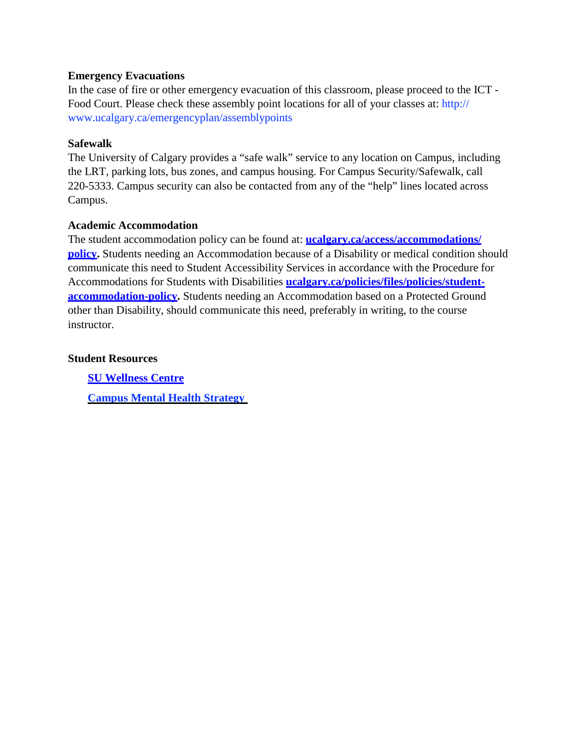**Emergency Evacuations**

In the case of fire or other emergency evacuation of this classroom, please proceed to the ICT - Food Court. Please check these assembly point locations for all of your classes at: http://www.ucalgary.ca/emergencyplan/assemblypoints

**Safewalk**

The University of Calgary provides a "safe walk" service to any location on Campus, including the LRT, parking lots, bus zones, and campus housing. For Campus Security/Safewalk, call 220-5333. Campus security can also be contacted from any of the "help" lines located across Campus.

**Academic Accommodation**

The student accommodation policy can be found at: **ucalgary.ca/access/accommodations/policy.** Students needing an Accommodation because of a Disability or medical condition should communicate this need to Student Accessibility Services in accordance with the Procedure for Accommodations for Students with Disabilities **ucalgary.ca/policies/files/policies/student-accommodation-policy.** Students needing an Accommodation based on a Protected Ground other than Disability, should communicate this need, preferably in writing, to the course instructor.

**Student Resources**

**SU Wellness Centre**

**Campus Mental Health Strategy**